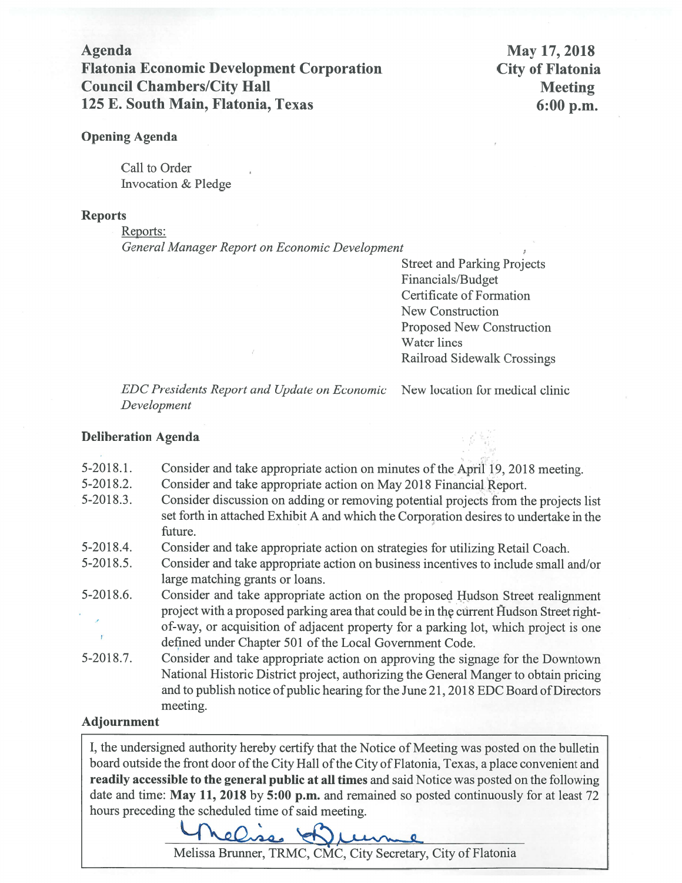# Agenda
# Flatonia Economic Development Corporation
## Council Chambers/City Hall
## 125 E. South Main, Flatonia, Texas

**May 17, 2018**
**City of Flatonia**
**Meeting**
**6:00 p.m.**

### Opening Agenda

Call to Order
Invocation & Pledge

### Reports

Reports:

*General Manager Report on Economic Development*

- Street and Parking Projects
- Financials/Budget
- Certificate of Formation
- New Construction
- Proposed New Construction
- Water lines
- Railroad Sidewalk Crossings

*EDC Presidents Report and Update on Economic Development*

- New location for medical clinic

### Deliberation Agenda

5-2018.1. Consider and take appropriate action on minutes of the April 19, 2018 meeting.

5-2018.2. Consider and take appropriate action on May 2018 Financial Report.

5-2018.3. Consider discussion on adding or removing potential projects from the projects list set forth in attached Exhibit A and which the Corporation desires to undertake in the future.

5-2018.4. Consider and take appropriate action on strategies for utilizing Retail Coach.

5-2018.5. Consider and take appropriate action on business incentives to include small and/or large matching grants or loans.

5-2018.6. Consider and take appropriate action on the proposed Hudson Street realignment project with a proposed parking area that could be in the current Hudson Street right-of-way, or acquisition of adjacent property for a parking lot, which project is one defined under Chapter 501 of the Local Government Code.

5-2018.7. Consider and take appropriate action on approving the signage for the Downtown National Historic District project, authorizing the General Manger to obtain pricing and to publish notice of public hearing for the June 21, 2018 EDC Board of Directors meeting.

### Adjournment

I, the undersigned authority hereby certify that the Notice of Meeting was posted on the bulletin board outside the front door of the City Hall of the City of Flatonia, Texas, a place convenient and **readily accessible to the general public at all times** and said Notice was posted on the following date and time: **May 11, 2018** by **5:00 p.m.** and remained so posted continuously for at least 72 hours preceding the scheduled time of said meeting.

Melissa Brunner, TRMC, CMC, City Secretary, City of Flatonia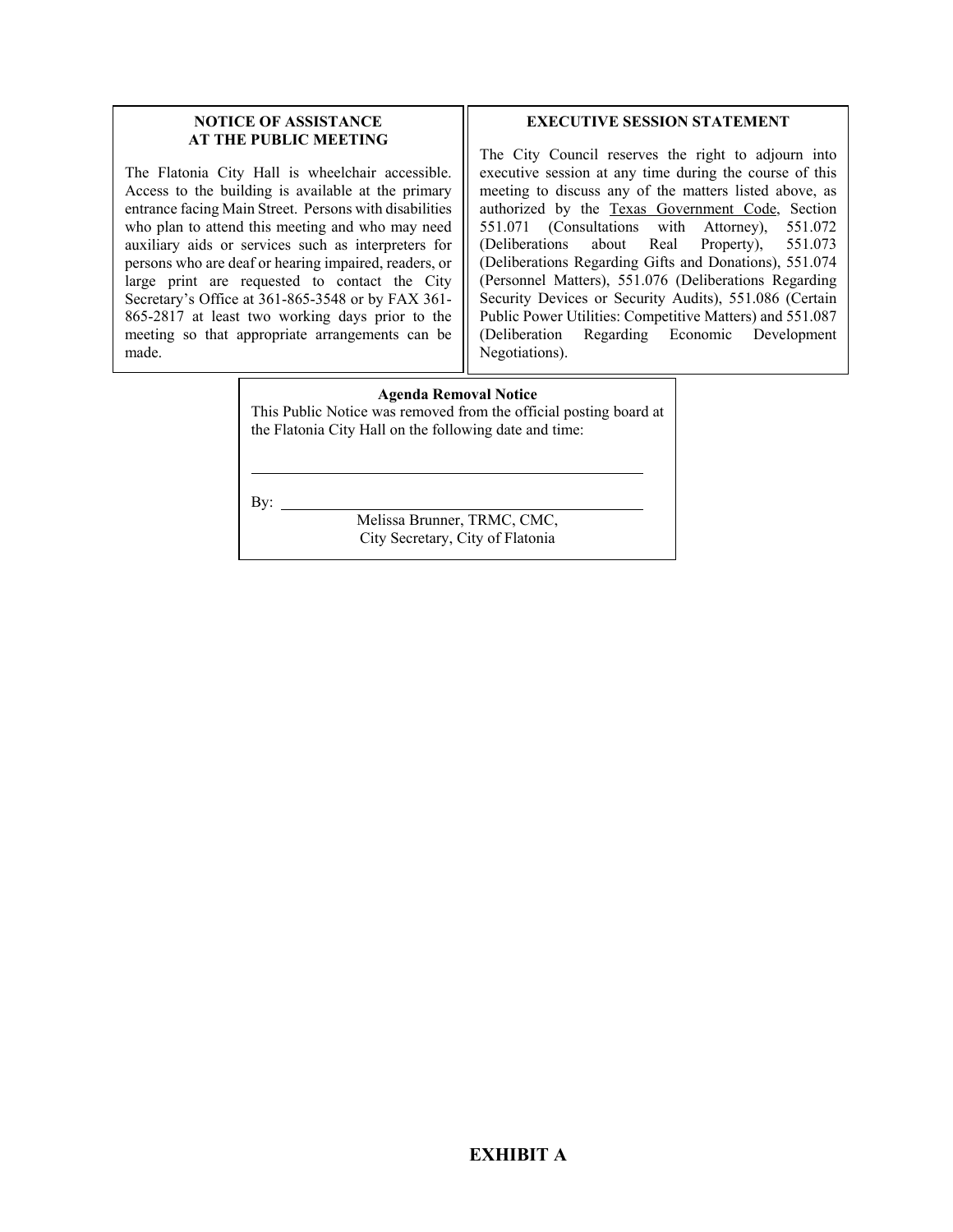**NOTICE OF ASSISTANCE AT THE PUBLIC MEETING**

The Flatonia City Hall is wheelchair accessible. Access to the building is available at the primary entrance facing Main Street. Persons with disabilities who plan to attend this meeting and who may need auxiliary aids or services such as interpreters for persons who are deaf or hearing impaired, readers, or large print are requested to contact the City Secretary's Office at 361-865-3548 or by FAX 361-865-2817 at least two working days prior to the meeting so that appropriate arrangements can be made.

**EXECUTIVE SESSION STATEMENT**

The City Council reserves the right to adjourn into executive session at any time during the course of this meeting to discuss any of the matters listed above, as authorized by the Texas Government Code, Section 551.071 (Consultations with Attorney), 551.072 (Deliberations about Real Property), 551.073 (Deliberations Regarding Gifts and Donations), 551.074 (Personnel Matters), 551.076 (Deliberations Regarding Security Devices or Security Audits), 551.086 (Certain Public Power Utilities: Competitive Matters) and 551.087 (Deliberation Regarding Economic Development Negotiations).

**Agenda Removal Notice**

This Public Notice was removed from the official posting board at the Flatonia City Hall on the following date and time:

______________________________________________

By: ____________________________________________

Melissa Brunner, TRMC, CMC,
City Secretary, City of Flatonia

**EXHIBIT A**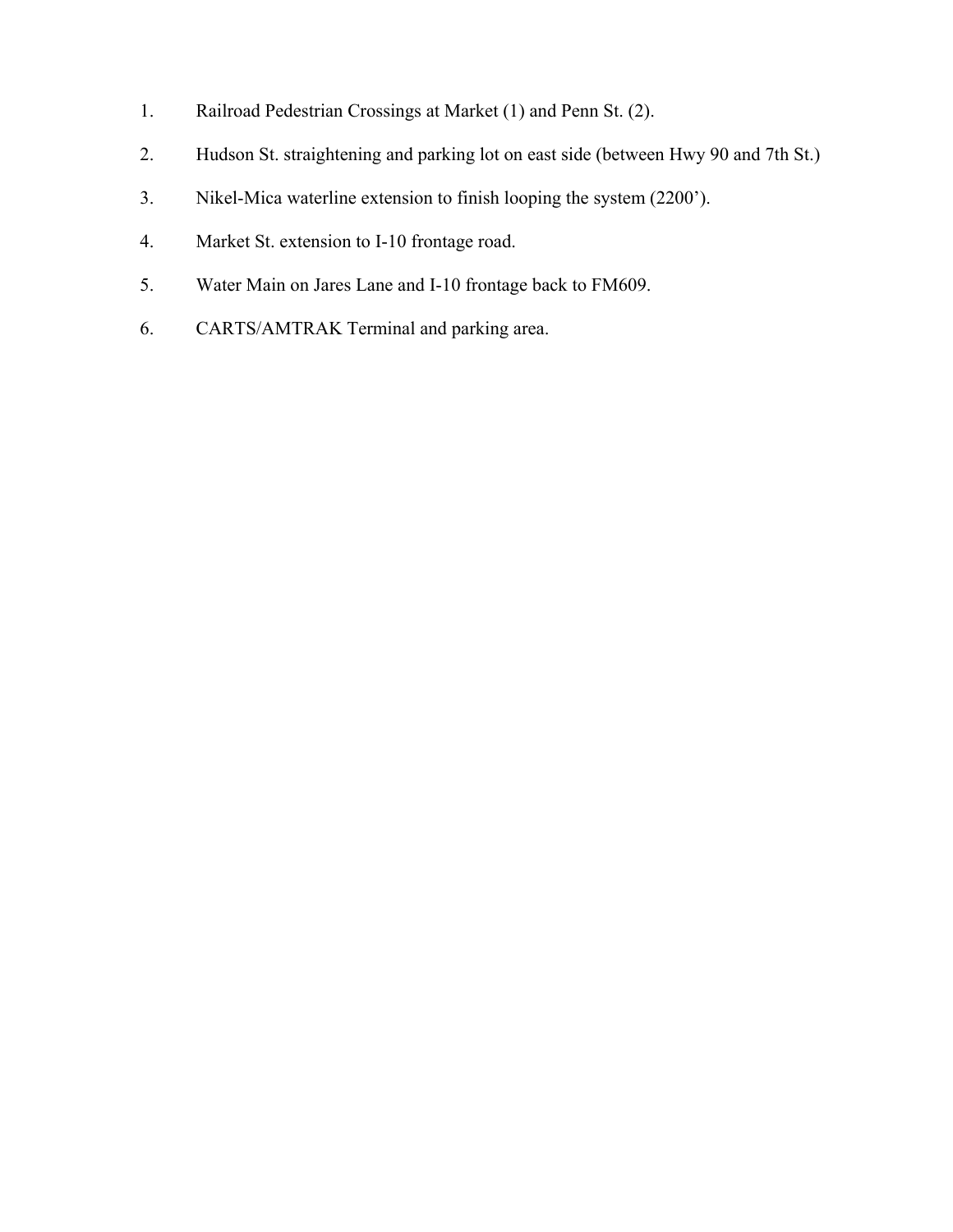1. Railroad Pedestrian Crossings at Market (1) and Penn St. (2).
2. Hudson St. straightening and parking lot on east side (between Hwy 90 and 7th St.)
3. Nikel-Mica waterline extension to finish looping the system (2200').
4. Market St. extension to I-10 frontage road.
5. Water Main on Jares Lane and I-10 frontage back to FM609.
6. CARTS/AMTRAK Terminal and parking area.